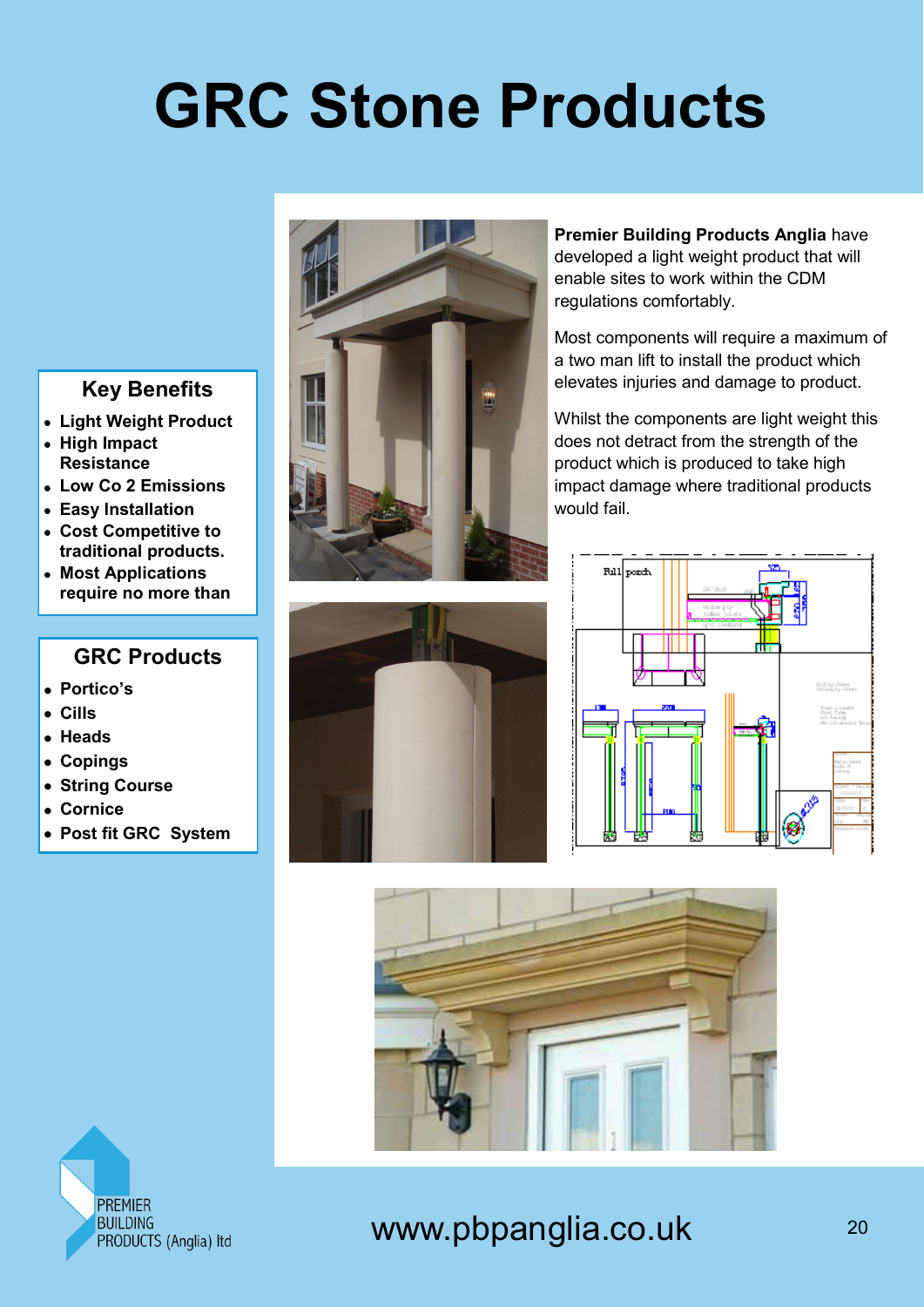# GRC Stone Products

## Key Benefits

- Light Weight Product
- High Impact Resistance
- Low Co 2 Emissions
- Easy Installation
- Cost Competitive to traditional products.
- Most Applications require no more than

## GRC Products

- Portico's
- Cills
- Heads
- Copings
- String Course
- Cornice
- Post fit GRC System

**Premier Building Products Anglia** have developed a light weight product that will enable sites to work within the CDM regulations comfortably.

Most components will require a maximum of a two man lift to install the product which elevates injuries and damage to product.

Whilst the components are light weight this does not detract from the strength of the product which is produced to take high impact damage where traditional products would fail.

PREMIER BUILDING PRODUCTS (Anglia) ltd

www.pbpanglia.co.uk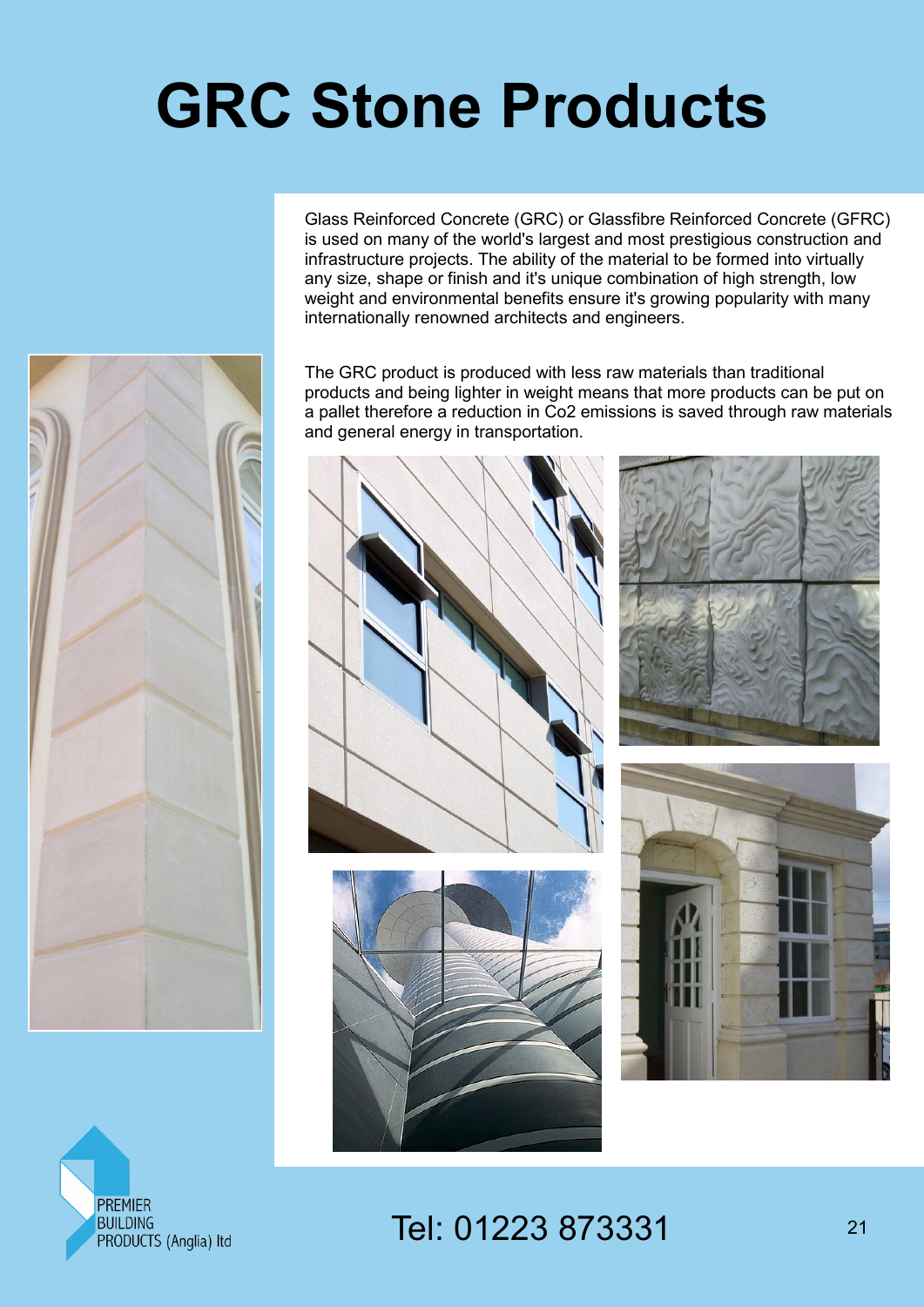# GRC Stone Products

Glass Reinforced Concrete (GRC) or Glassfibre Reinforced Concrete (GFRC) is used on many of the world's largest and most prestigious construction and infrastructure projects. The ability of the material to be formed into virtually any size, shape or finish and it's unique combination of high strength, low weight and environmental benefits ensure it's growing popularity with many internationally renowned architects and engineers.

The GRC product is produced with less raw materials than traditional products and being lighter in weight means that more products can be put on a pallet therefore a reduction in Co2 emissions is saved through raw materials and general energy in transportation.

PREMIER BUILDING PRODUCTS (Anglia) ltd

Tel: 01223 873331